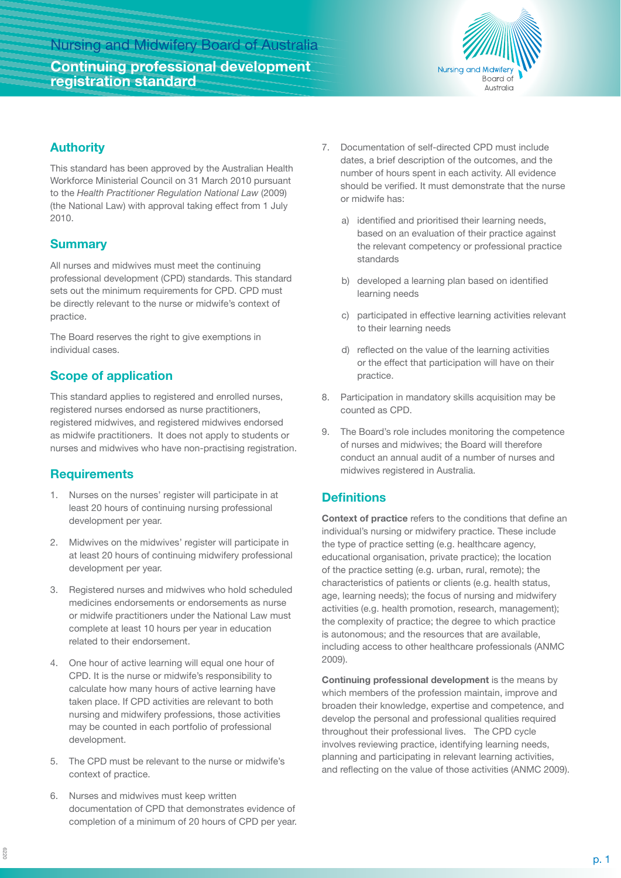# Nursing and Midwifery Board of Australia

## Continuing professional development registration standard

## Authority

This standard has been approved by the Australian Health Workforce Ministerial Council on 31 March 2010 pursuant to the *Health Practitioner Regulation National Law* (2009) (the National Law) with approval taking effect from 1 July 2010.

## Summary

All nurses and midwives must meet the continuing professional development (CPD) standards. This standard sets out the minimum requirements for CPD. CPD must be directly relevant to the nurse or midwife's context of practice.

The Board reserves the right to give exemptions in individual cases.

## Scope of application

This standard applies to registered and enrolled nurses, registered nurses endorsed as nurse practitioners, registered midwives, and registered midwives endorsed as midwife practitioners. It does not apply to students or nurses and midwives who have non-practising registration.

## Requirements

1. Nurses on the nurses' register will participate in at least 20 hours of continuing nursing professional development per year.
2. Midwives on the midwives' register will participate in at least 20 hours of continuing midwifery professional development per year.
3. Registered nurses and midwives who hold scheduled medicines endorsements or endorsements as nurse or midwife practitioners under the National Law must complete at least 10 hours per year in education related to their endorsement.
4. One hour of active learning will equal one hour of CPD. It is the nurse or midwife's responsibility to calculate how many hours of active learning have taken place. If CPD activities are relevant to both nursing and midwifery professions, those activities may be counted in each portfolio of professional development.
5. The CPD must be relevant to the nurse or midwife's context of practice.
6. Nurses and midwives must keep written documentation of CPD that demonstrates evidence of completion of a minimum of 20 hours of CPD per year.
7. Documentation of self-directed CPD must include dates, a brief description of the outcomes, and the number of hours spent in each activity. All evidence should be verified. It must demonstrate that the nurse or midwife has:
   a) identified and prioritised their learning needs, based on an evaluation of their practice against the relevant competency or professional practice standards
   b) developed a learning plan based on identified learning needs
   c) participated in effective learning activities relevant to their learning needs
   d) reflected on the value of the learning activities or the effect that participation will have on their practice.
8. Participation in mandatory skills acquisition may be counted as CPD.
9. The Board's role includes monitoring the competence of nurses and midwives; the Board will therefore conduct an annual audit of a number of nurses and midwives registered in Australia.

## Definitions

**Context of practice** refers to the conditions that define an individual's nursing or midwifery practice. These include the type of practice setting (e.g. healthcare agency, educational organisation, private practice); the location of the practice setting (e.g. urban, rural, remote); the characteristics of patients or clients (e.g. health status, age, learning needs); the focus of nursing and midwifery activities (e.g. health promotion, research, management); the complexity of practice; the degree to which practice is autonomous; and the resources that are available, including access to other healthcare professionals (ANMC 2009).

**Continuing professional development** is the means by which members of the profession maintain, improve and broaden their knowledge, expertise and competence, and develop the personal and professional qualities required throughout their professional lives. The CPD cycle involves reviewing practice, identifying learning needs, planning and participating in relevant learning activities, and reflecting on the value of those activities (ANMC 2009).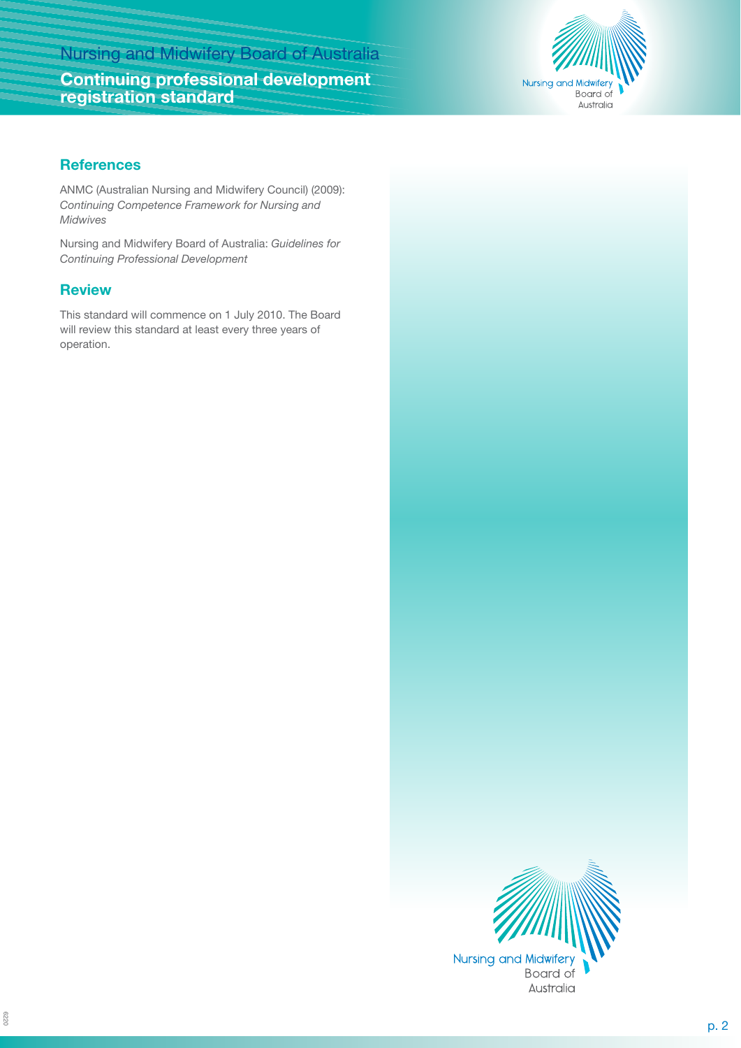## References

ANMC (Australian Nursing and Midwifery Council) (2009): *Continuing Competence Framework for Nursing and Midwives*

Nursing and Midwifery Board of Australia: *Guidelines for Continuing Professional Development*

## Review

This standard will commence on 1 July 2010. The Board will review this standard at least every three years of operation.